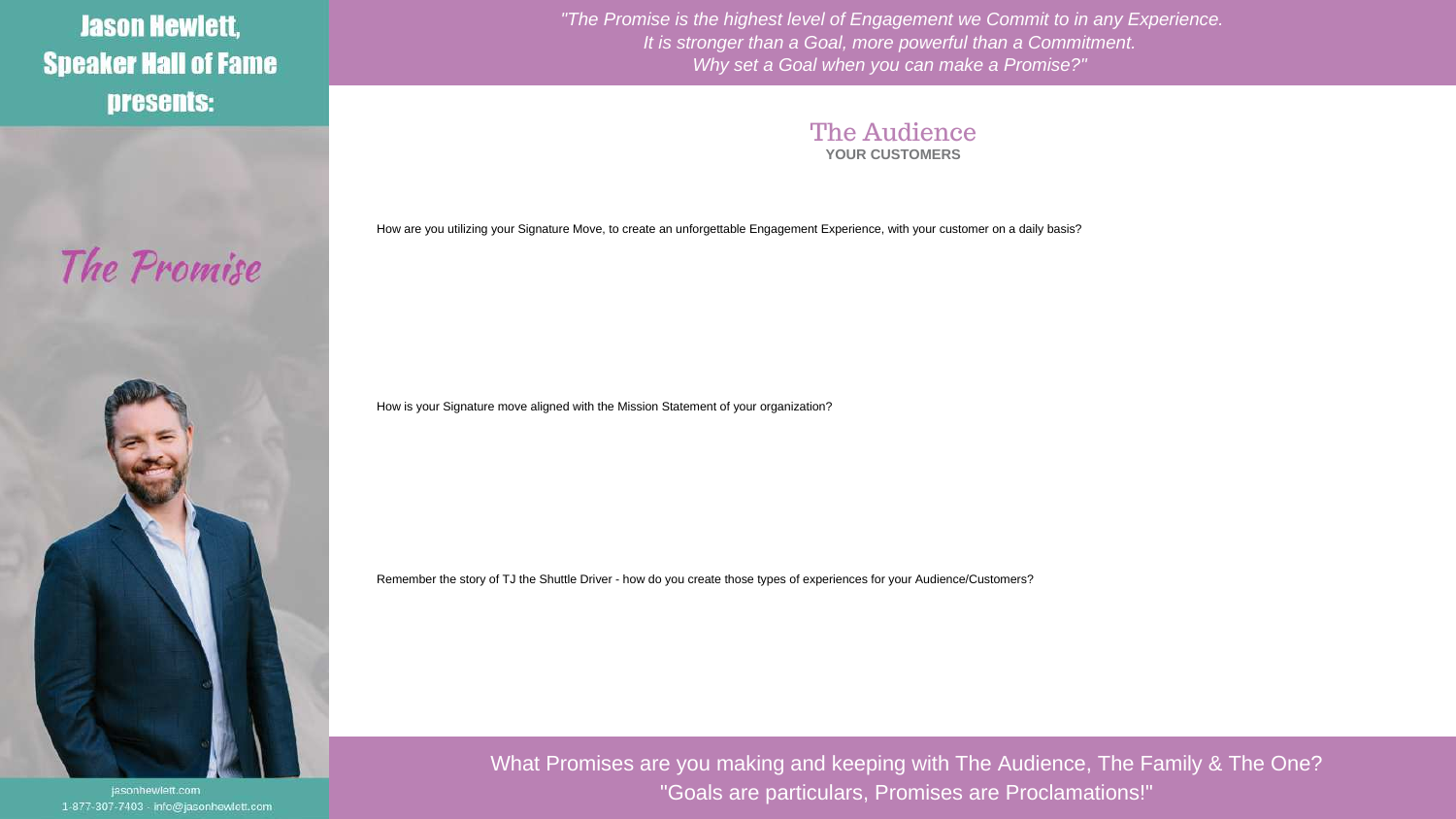# Jason Hewlett, Speaker Hall of Fame presents:

## The Promise

jasonhewlett.com
1-877-307-7403 · info@jasonhewlett.com

*"The Promise is the highest level of Engagement we Commit to in any Experience.
It is stronger than a Goal, more powerful than a Commitment.
Why set a Goal when you can make a Promise?"*

## The Audience

**YOUR CUSTOMERS**

How are you utilizing your Signature Move, to create an unforgettable Engagement Experience, with your customer on a daily basis?

How is your Signature move aligned with the Mission Statement of your organization?

Remember the story of TJ the Shuttle Driver - how do you create those types of experiences for your Audience/Customers?

What Promises are you making and keeping with The Audience, The Family & The One?
"Goals are particulars, Promises are Proclamations!"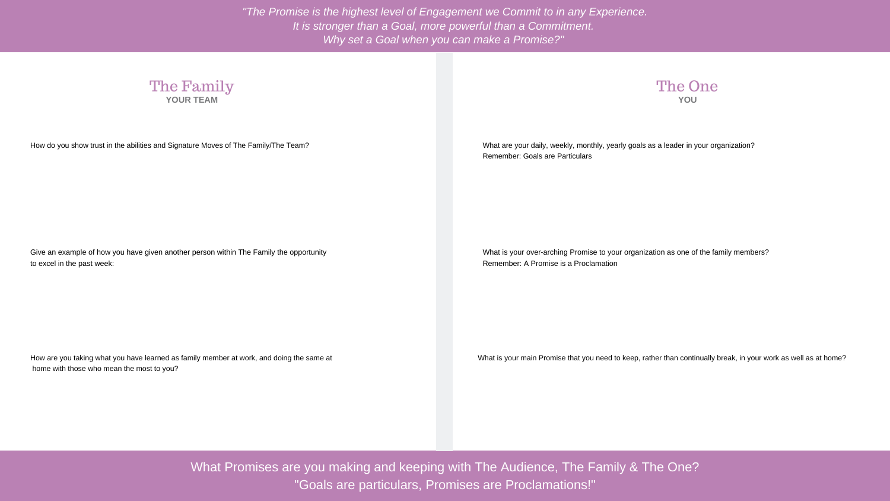*"The Promise is the highest level of Engagement we Commit to in any Experience.
It is stronger than a Goal, more powerful than a Commitment.
Why set a Goal when you can make a Promise?"*

## The Family

**YOUR TEAM**

How do you show trust in the abilities and Signature Moves of The Family/The Team?

Give an example of how you have given another person within The Family the opportunity to excel in the past week:

How are you taking what you have learned as family member at work, and doing the same at home with those who mean the most to you?

## The One

**YOU**

What are your daily, weekly, monthly, yearly goals as a leader in your organization?
Remember: Goals are Particulars

What is your over-arching Promise to your organization as one of the family members?
Remember: A Promise is a Proclamation

What is your main Promise that you need to keep, rather than continually break, in your work as well as at home?

What Promises are you making and keeping with The Audience, The Family & The One?
"Goals are particulars, Promises are Proclamations!"